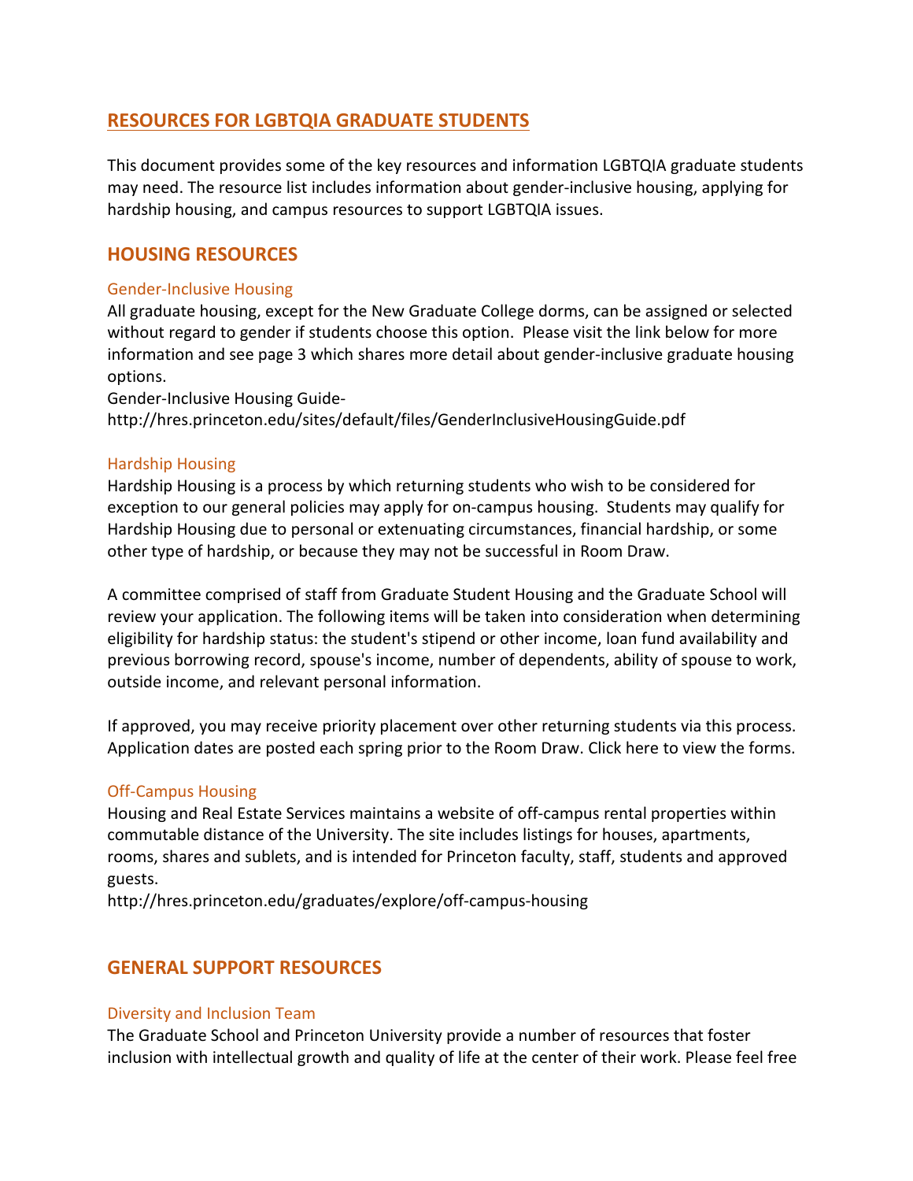# RESOURCES FOR LGBTQIA GRADUATE STUDENTS

This document provides some of the key resources and information LGBTQIA graduate students may need. The resource list includes information about gender-inclusive housing, applying for hardship housing, and campus resources to support LGBTQIA issues.

## HOUSING RESOURCES

### Gender-Inclusive Housing

All graduate housing, except for the New Graduate College dorms, can be assigned or selected without regard to gender if students choose this option. Please visit the link below for more information and see page 3 which shares more detail about gender-inclusive graduate housing options.

Gender-Inclusive Housing Guide-
http://hres.princeton.edu/sites/default/files/GenderInclusiveHousingGuide.pdf

### Hardship Housing

Hardship Housing is a process by which returning students who wish to be considered for exception to our general policies may apply for on-campus housing. Students may qualify for Hardship Housing due to personal or extenuating circumstances, financial hardship, or some other type of hardship, or because they may not be successful in Room Draw.

A committee comprised of staff from Graduate Student Housing and the Graduate School will review your application. The following items will be taken into consideration when determining eligibility for hardship status: the student's stipend or other income, loan fund availability and previous borrowing record, spouse's income, number of dependents, ability of spouse to work, outside income, and relevant personal information.

If approved, you may receive priority placement over other returning students via this process. Application dates are posted each spring prior to the Room Draw. Click here to view the forms.

### Off-Campus Housing

Housing and Real Estate Services maintains a website of off-campus rental properties within commutable distance of the University. The site includes listings for houses, apartments, rooms, shares and sublets, and is intended for Princeton faculty, staff, students and approved guests.

http://hres.princeton.edu/graduates/explore/off-campus-housing

## GENERAL SUPPORT RESOURCES

### Diversity and Inclusion Team

The Graduate School and Princeton University provide a number of resources that foster inclusion with intellectual growth and quality of life at the center of their work. Please feel free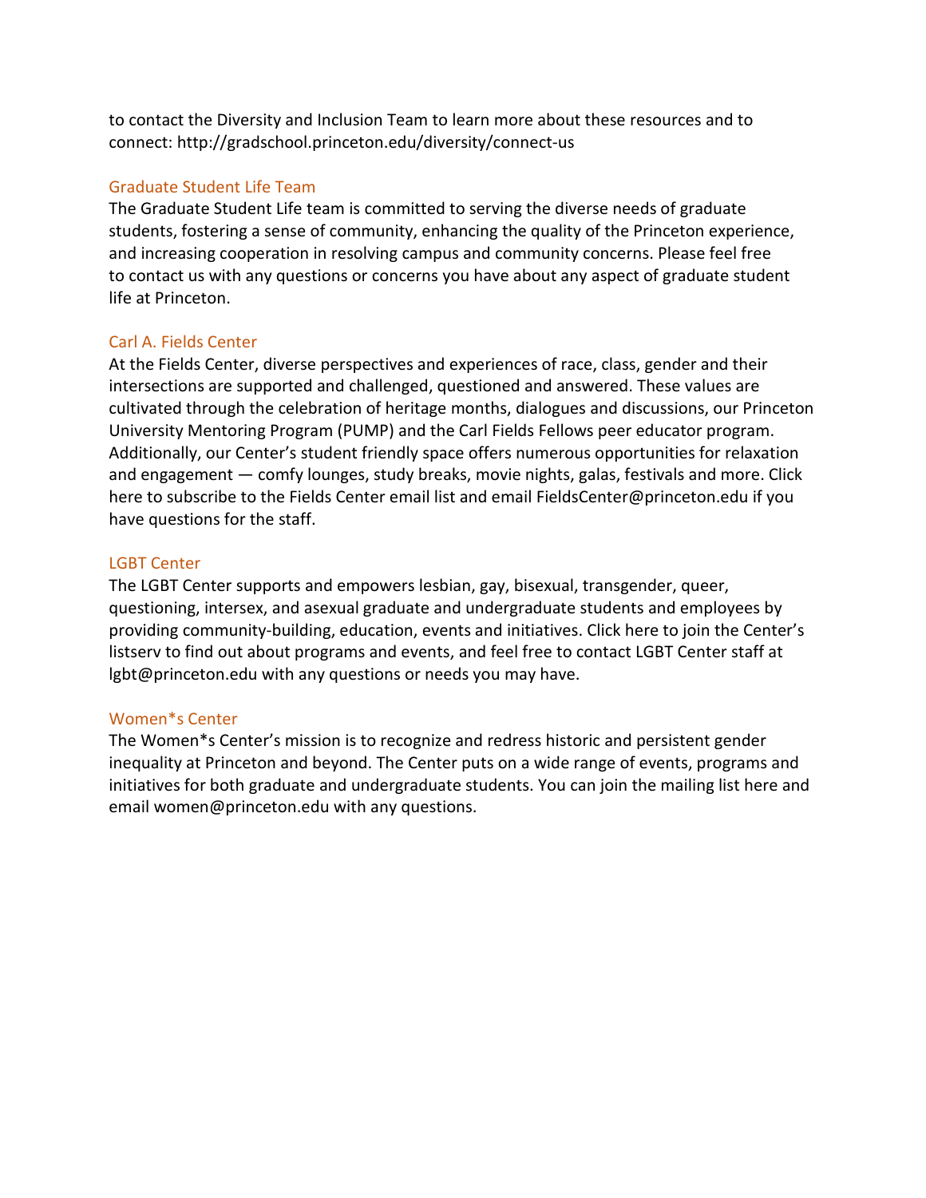to contact the Diversity and Inclusion Team to learn more about these resources and to connect: http://gradschool.princeton.edu/diversity/connect-us

## Graduate Student Life Team

The Graduate Student Life team is committed to serving the diverse needs of graduate students, fostering a sense of community, enhancing the quality of the Princeton experience, and increasing cooperation in resolving campus and community concerns. Please feel free to contact us with any questions or concerns you have about any aspect of graduate student life at Princeton.

## Carl A. Fields Center

At the Fields Center, diverse perspectives and experiences of race, class, gender and their intersections are supported and challenged, questioned and answered. These values are cultivated through the celebration of heritage months, dialogues and discussions, our Princeton University Mentoring Program (PUMP) and the Carl Fields Fellows peer educator program. Additionally, our Center's student friendly space offers numerous opportunities for relaxation and engagement — comfy lounges, study breaks, movie nights, galas, festivals and more. Click here to subscribe to the Fields Center email list and email FieldsCenter@princeton.edu if you have questions for the staff.

## LGBT Center

The LGBT Center supports and empowers lesbian, gay, bisexual, transgender, queer, questioning, intersex, and asexual graduate and undergraduate students and employees by providing community-building, education, events and initiatives. Click here to join the Center's listserv to find out about programs and events, and feel free to contact LGBT Center staff at lgbt@princeton.edu with any questions or needs you may have.

## Women*s Center

The Women*s Center's mission is to recognize and redress historic and persistent gender inequality at Princeton and beyond. The Center puts on a wide range of events, programs and initiatives for both graduate and undergraduate students. You can join the mailing list here and email women@princeton.edu with any questions.